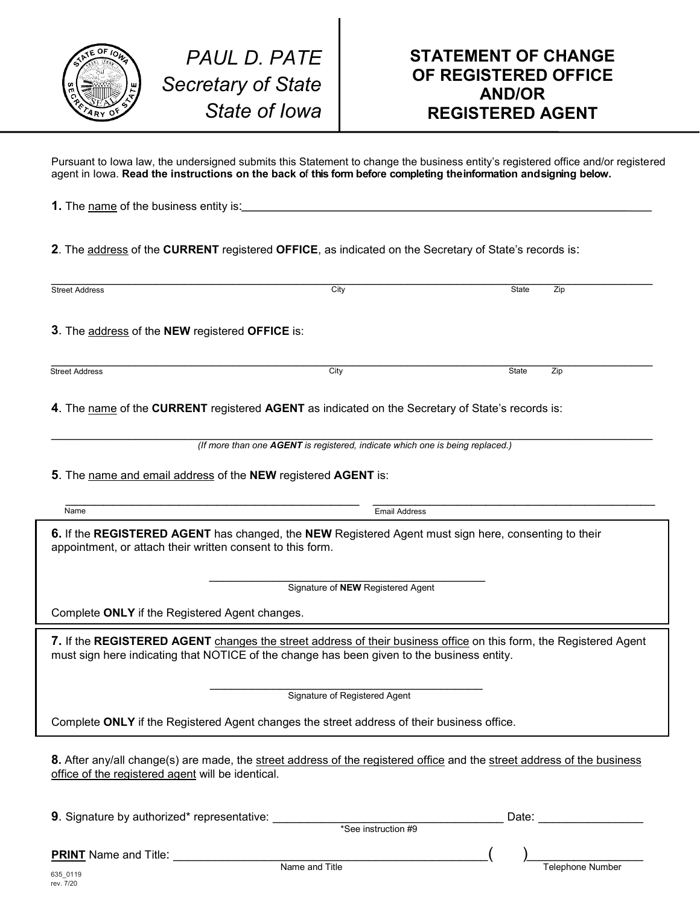PAUL D. PATE
*Secretary of State*
*State of Iowa*

# STATEMENT OF CHANGE OF REGISTERED OFFICE AND/OR REGISTERED AGENT

Pursuant to Iowa law, the undersigned submits this Statement to change the business entity's registered office and/or registered agent in Iowa. **Read the instructions on the back of this form before completing the information and signing below.**

**1.** The name of the business entity is: ______________________________________________

**2**. The address of the **CURRENT** registered **OFFICE**, as indicated on the Secretary of State's records is:

______________________________________________________________________________
Street Address                                        City                                        State        Zip

**3**. The address of the **NEW** registered **OFFICE** is:

______________________________________________________________________________
Street Address                                        City                                        State        Zip

**4**. The name of the **CURRENT** registered **AGENT** as indicated on the Secretary of State's records is:

______________________________________________________________________________
*(If more than one **AGENT** is registered, indicate which one is being replaced.)*

**5**. The name and email address of the **NEW** registered **AGENT** is:

______________________________________  ______________________________________
Name                                                                    Email Address

**6.** If the **REGISTERED AGENT** has changed, the **NEW** Registered Agent must sign here, consenting to their appointment, or attach their written consent to this form.

______________________________________
Signature of **NEW** Registered Agent

Complete **ONLY** if the Registered Agent changes.

**7.** If the **REGISTERED AGENT** changes the street address of their business office on this form, the Registered Agent must sign here indicating that NOTICE of the change has been given to the business entity.

______________________________________
Signature of Registered Agent

Complete **ONLY** if the Registered Agent changes the street address of their business office.

**8.** After any/all change(s) are made, the street address of the registered office and the street address of the business office of the registered agent will be identical.

**9**. Signature by authorized* representative: ______________________________ Date: ______________
*See instruction #9

**PRINT** Name and Title: ______________________________________ ( ) ______________
Name and Title                                                                    Telephone Number

635_0119
rev. 7/20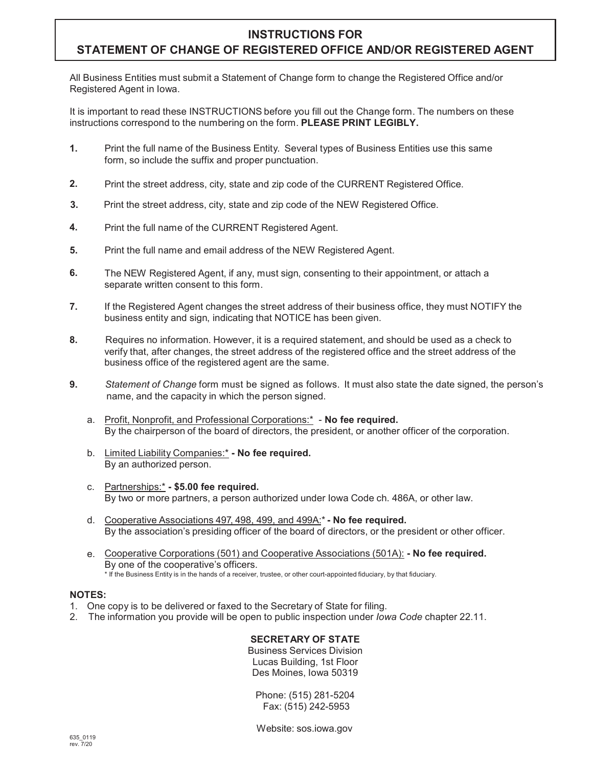# INSTRUCTIONS FOR STATEMENT OF CHANGE OF REGISTERED OFFICE AND/OR REGISTERED AGENT

All Business Entities must submit a Statement of Change form to change the Registered Office and/or Registered Agent in Iowa.

It is important to read these INSTRUCTIONS before you fill out the Change form. The numbers on these instructions correspond to the numbering on the form. **PLEASE PRINT LEGIBLY.**

**1.** Print the full name of the Business Entity. Several types of Business Entities use this same form, so include the suffix and proper punctuation.

**2.** Print the street address, city, state and zip code of the CURRENT Registered Office.

**3.** Print the street address, city, state and zip code of the NEW Registered Office.

**4.** Print the full name of the CURRENT Registered Agent.

**5.** Print the full name and email address of the NEW Registered Agent.

**6.** The NEW Registered Agent, if any, must sign, consenting to their appointment, or attach a separate written consent to this form.

**7.** If the Registered Agent changes the street address of their business office, they must NOTIFY the business entity and sign, indicating that NOTICE has been given.

**8.** Requires no information. However, it is a required statement, and should be used as a check to verify that, after changes, the street address of the registered office and the street address of the business office of the registered agent are the same.

**9.** *Statement of Change* form must be signed as follows. It must also state the date signed, the person's name, and the capacity in which the person signed.

a. Profit, Nonprofit, and Professional Corporations:* - **No fee required.**
By the chairperson of the board of directors, the president, or another officer of the corporation.

b. Limited Liability Companies:* **- No fee required.**
By an authorized person.

c. Partnerships:* **- $5.00 fee required.**
By two or more partners, a person authorized under Iowa Code ch. 486A, or other law.

d. Cooperative Associations 497, 498, 499, and 499A:* **- No fee required.**
By the association's presiding officer of the board of directors, or the president or other officer.

e. Cooperative Corporations (501) and Cooperative Associations (501A): **- No fee required.**
By one of the cooperative's officers.

\* If the Business Entity is in the hands of a receiver, trustee, or other court-appointed fiduciary, by that fiduciary.

**NOTES:**

1. One copy is to be delivered or faxed to the Secretary of State for filing.
2. The information you provide will be open to public inspection under *Iowa Code* chapter 22.11.

**SECRETARY OF STATE**
Business Services Division
Lucas Building, 1st Floor
Des Moines, Iowa 50319

Phone: (515) 281-5204
Fax: (515) 242-5953

Website: sos.iowa.gov

635_0119
rev. 7/20